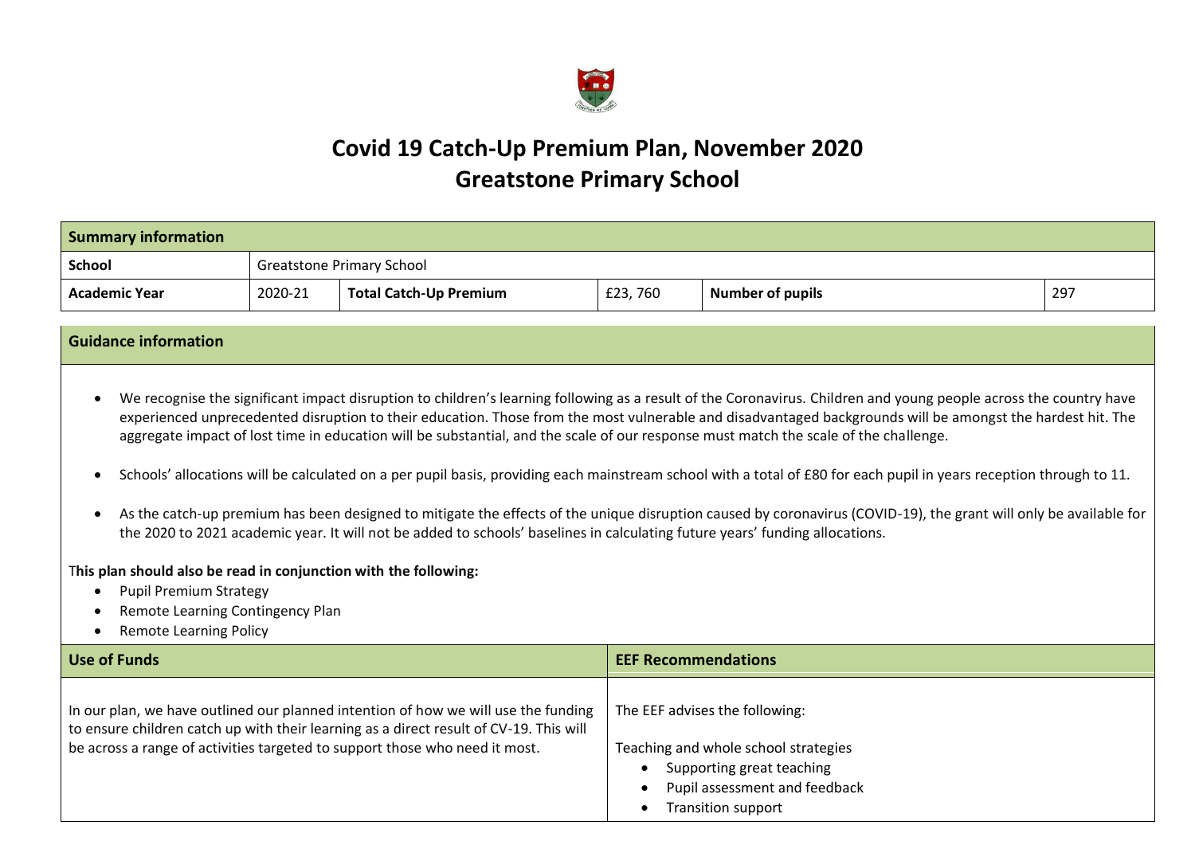# Covid 19 Catch-Up Premium Plan, November 2020
# Greatstone Primary School

| Summary information | | | | | |
|---|---|---|---|---|---|
| **School** | Greatstone Primary School | | | | |
| **Academic Year** | 2020-21 | **Total Catch-Up Premium** | £23, 760 | **Number of pupils** | 297 |

## Guidance information

- We recognise the significant impact disruption to children's learning following as a result of the Coronavirus. Children and young people across the country have experienced unprecedented disruption to their education. Those from the most vulnerable and disadvantaged backgrounds will be amongst the hardest hit. The aggregate impact of lost time in education will be substantial, and the scale of our response must match the scale of the challenge.
- Schools' allocations will be calculated on a per pupil basis, providing each mainstream school with a total of £80 for each pupil in years reception through to 11.
- As the catch-up premium has been designed to mitigate the effects of the unique disruption caused by coronavirus (COVID-19), the grant will only be available for the 2020 to 2021 academic year. It will not be added to schools' baselines in calculating future years' funding allocations.

**This plan should also be read in conjunction with the following:**

- Pupil Premium Strategy
- Remote Learning Contingency Plan
- Remote Learning Policy

| Use of Funds | EEF Recommendations |
|---|---|
| In our plan, we have outlined our planned intention of how we will use the funding to ensure children catch up with their learning as a direct result of CV-19. This will be across a range of activities targeted to support those who need it most. | The EEF advises the following:<br><br>Teaching and whole school strategies<br>• Supporting great teaching<br>• Pupil assessment and feedback<br>• Transition support |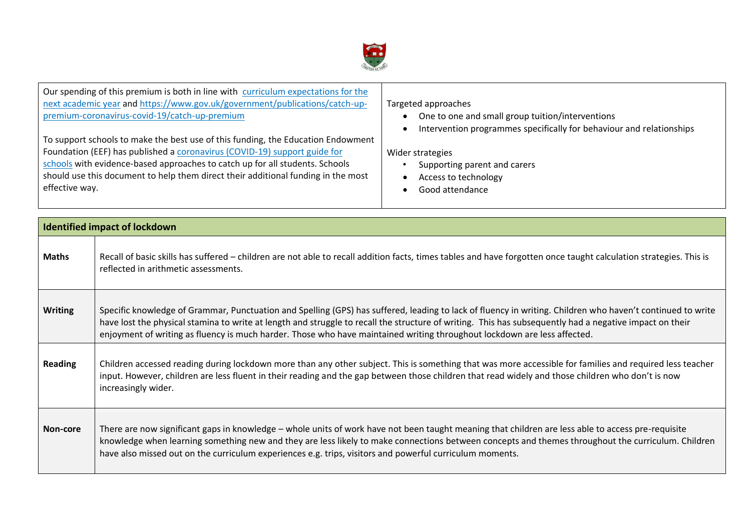| | |
|---|---|
| Our spending of this premium is both in line with [curriculum expectations for the next academic year](#) and [https://www.gov.uk/government/publications/catch-up-premium-coronavirus-covid-19/catch-up-premium](https://www.gov.uk/government/publications/catch-up-premium-coronavirus-covid-19/catch-up-premium)<br><br>To support schools to make the best use of this funding, the Education Endowment Foundation (EEF) has published a [coronavirus (COVID-19) support guide for schools](#) with evidence-based approaches to catch up for all students. Schools should use this document to help them direct their additional funding in the most effective way. | Targeted approaches<br>• One to one and small group tuition/interventions<br>• Intervention programmes specifically for behaviour and relationships<br><br>Wider strategies<br>• Supporting parent and carers<br>• Access to technology<br>• Good attendance |

| **Identified impact of lockdown** | |
|---|---|
| **Maths** | Recall of basic skills has suffered – children are not able to recall addition facts, times tables and have forgotten once taught calculation strategies. This is reflected in arithmetic assessments. |
| **Writing** | Specific knowledge of Grammar, Punctuation and Spelling (GPS) has suffered, leading to lack of fluency in writing. Children who haven't continued to write have lost the physical stamina to write at length and struggle to recall the structure of writing. This has subsequently had a negative impact on their enjoyment of writing as fluency is much harder. Those who have maintained writing throughout lockdown are less affected. |
| **Reading** | Children accessed reading during lockdown more than any other subject. This is something that was more accessible for families and required less teacher input. However, children are less fluent in their reading and the gap between those children that read widely and those children who don't is now increasingly wider. |
| **Non-core** | There are now significant gaps in knowledge – whole units of work have not been taught meaning that children are less able to access pre-requisite knowledge when learning something new and they are less likely to make connections between concepts and themes throughout the curriculum. Children have also missed out on the curriculum experiences e.g. trips, visitors and powerful curriculum moments. |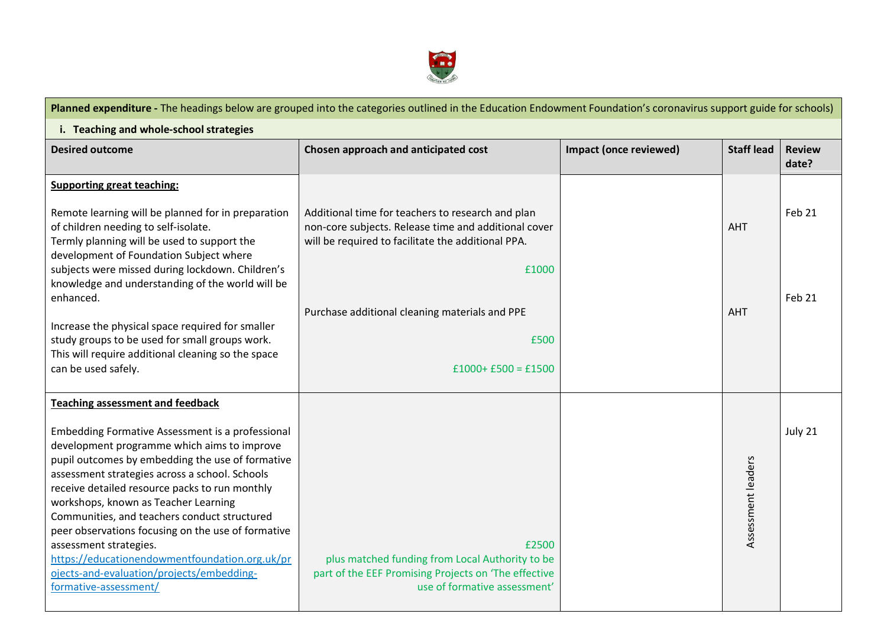**Planned expenditure -** The headings below are grouped into the categories outlined in the Education Endowment Foundation's coronavirus support guide for schools)

**i. Teaching and whole-school strategies**

| Desired outcome | Chosen approach and anticipated cost | Impact (once reviewed) | Staff lead | Review date? |
|---|---|---|---|---|
| **Supporting great teaching:**<br><br>Remote learning will be planned for in preparation of children needing to self-isolate.<br>Termly planning will be used to support the development of Foundation Subject where subjects were missed during lockdown. Children's knowledge and understanding of the world will be enhanced.<br><br>Increase the physical space required for smaller study groups to be used for small groups work. This will require additional cleaning so the space can be used safely. | Additional time for teachers to research and plan non-core subjects. Release time and additional cover will be required to facilitate the additional PPA.<br><br>£1000<br><br>Purchase additional cleaning materials and PPE<br><br>£500<br><br>£1000+ £500 = £1500 | | AHT<br><br>AHT | Feb 21<br><br>Feb 21 |
| **Teaching assessment and feedback**<br><br>Embedding Formative Assessment is a professional development programme which aims to improve pupil outcomes by embedding the use of formative assessment strategies across a school. Schools receive detailed resource packs to run monthly workshops, known as Teacher Learning Communities, and teachers conduct structured peer observations focusing on the use of formative assessment strategies.<br>[https://educationendowmentfoundation.org.uk/projects-and-evaluation/projects/embedding-formative-assessment/](https://educationendowmentfoundation.org.uk/projects-and-evaluation/projects/embedding-formative-assessment/) | £2500<br>plus matched funding from Local Authority to be part of the EEF Promising Projects on 'The effective use of formative assessment' | | Assessment leaders | July 21 |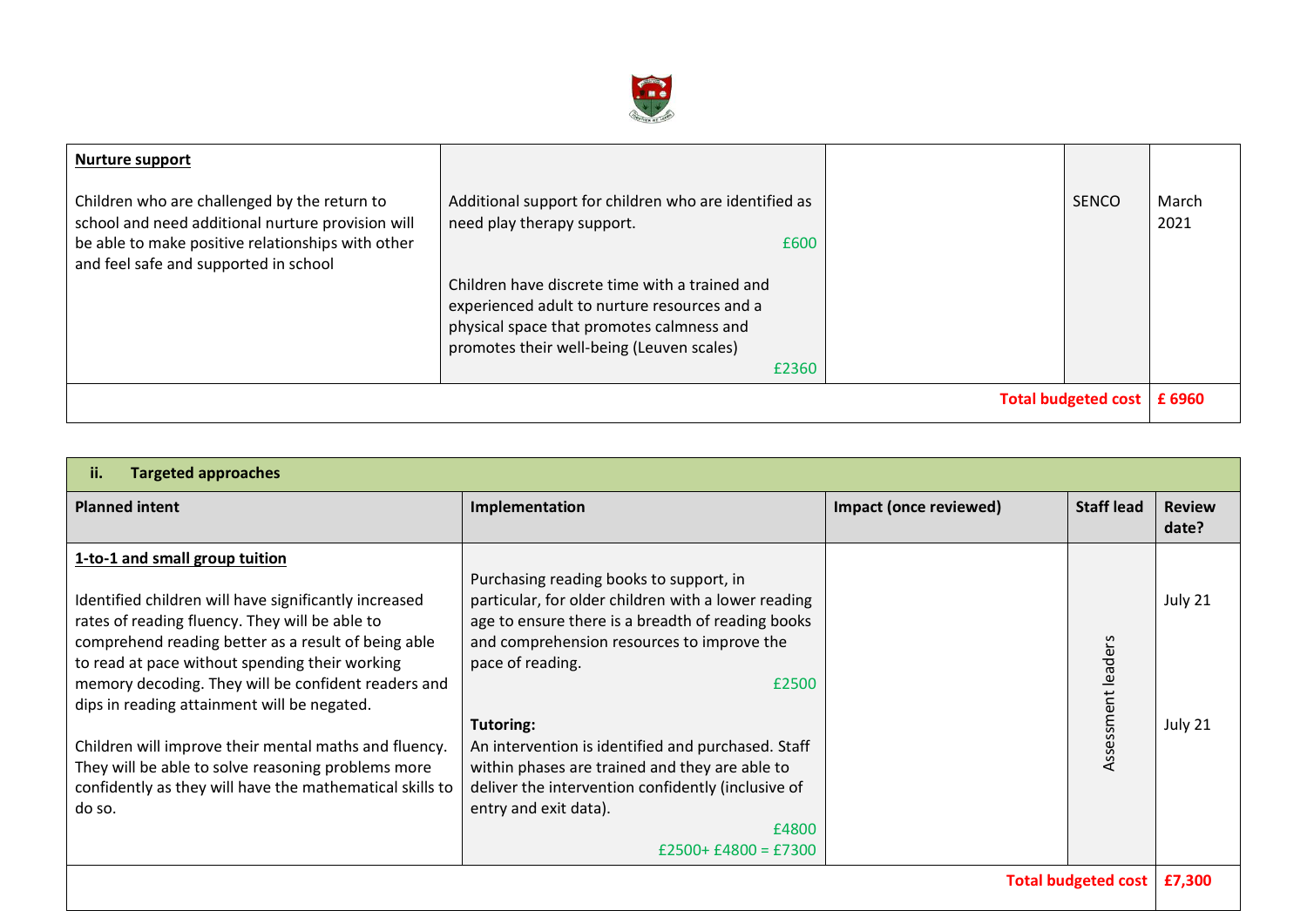| Nurture support | | | | |
|---|---|---|---|---|
| Children who are challenged by the return to school and need additional nurture provision will be able to make positive relationships with other and feel safe and supported in school | Additional support for children who are identified as need play therapy support. £600<br><br>Children have discrete time with a trained and experienced adult to nurture resources and a physical space that promotes calmness and promotes their well-being (Leuven scales) £2360 | | SENCO | March 2021 |
| | | | **Total budgeted cost** | **£ 6960** |

| **ii. Targeted approaches** | | | | |
|---|---|---|---|---|
| **Planned intent** | **Implementation** | **Impact (once reviewed)** | **Staff lead** | **Review date?** |
| **1-to-1 and small group tuition**<br><br>Identified children will have significantly increased rates of reading fluency. They will be able to comprehend reading better as a result of being able to read at pace without spending their working memory decoding. They will be confident readers and dips in reading attainment will be negated.<br><br>Children will improve their mental maths and fluency. They will be able to solve reasoning problems more confidently as they will have the mathematical skills to do so. | Purchasing reading books to support, in particular, for older children with a lower reading age to ensure there is a breadth of reading books and comprehension resources to improve the pace of reading. £2500<br><br>**Tutoring:**<br>An intervention is identified and purchased. Staff within phases are trained and they are able to deliver the intervention confidently (inclusive of entry and exit data). £4800<br>£2500+ £4800 = £7300 | | Assessment leaders | July 21<br><br>July 21 |
| | | | **Total budgeted cost** | **£7,300** |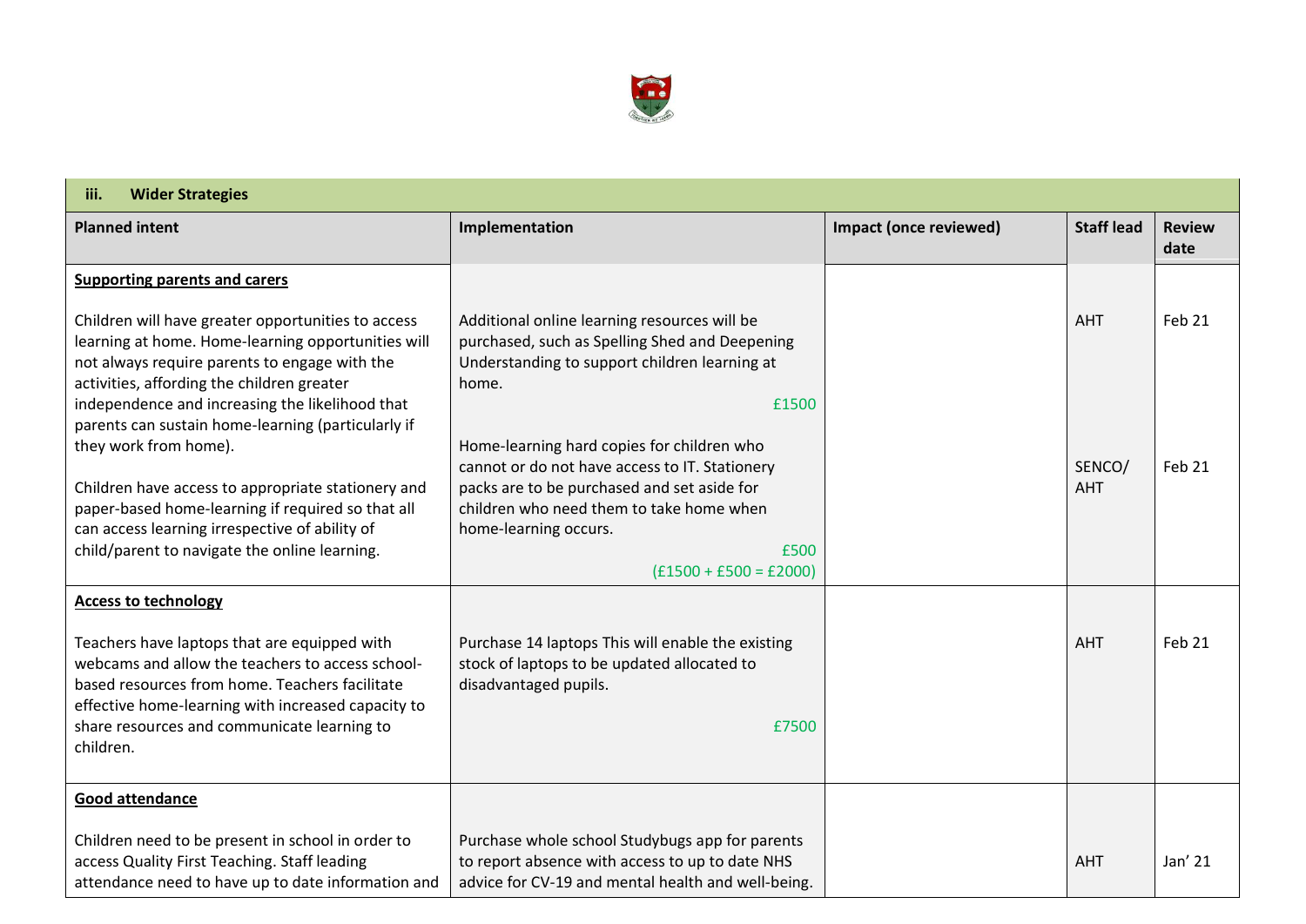| iii. Wider Strategies | | | | |
|---|---|---|---|---|
| **Planned intent** | **Implementation** | **Impact (once reviewed)** | **Staff lead** | **Review date** |
| **Supporting parents and carers**<br><br>Children will have greater opportunities to access learning at home. Home-learning opportunities will not always require parents to engage with the activities, affording the children greater independence and increasing the likelihood that parents can sustain home-learning (particularly if they work from home).<br><br>Children have access to appropriate stationery and paper-based home-learning if required so that all can access learning irrespective of ability of child/parent to navigate the online learning. | Additional online learning resources will be purchased, such as Spelling Shed and Deepening Understanding to support children learning at home.<br>£1500<br><br>Home-learning hard copies for children who cannot or do not have access to IT. Stationery packs are to be purchased and set aside for children who need them to take home when home-learning occurs.<br>£500<br>(£1500 + £500 = £2000) | | AHT<br><br>SENCO/ AHT | Feb 21<br><br>Feb 21 |
| **Access to technology**<br><br>Teachers have laptops that are equipped with webcams and allow the teachers to access school-based resources from home. Teachers facilitate effective home-learning with increased capacity to share resources and communicate learning to children. | Purchase 14 laptops This will enable the existing stock of laptops to be updated allocated to disadvantaged pupils.<br><br>£7500 | | AHT | Feb 21 |
| **Good attendance**<br><br>Children need to be present in school in order to access Quality First Teaching. Staff leading attendance need to have up to date information and | Purchase whole school Studybugs app for parents to report absence with access to up to date NHS advice for CV-19 and mental health and well-being. | | AHT | Jan' 21 |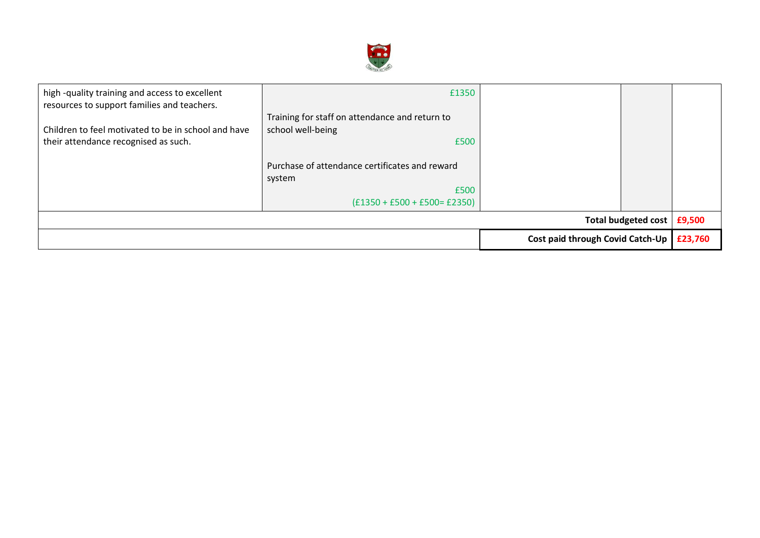| | | | | |
|---|---|---|---|---|
| high -quality training and access to excellent resources to support families and teachers.<br><br>Children to feel motivated to be in school and have their attendance recognised as such. | £1350<br><br>Training for staff on attendance and return to school well-being<br>£500<br><br>Purchase of attendance certificates and reward system<br>£500<br>(£1350 + £500 + £500= £2350) | | | |
| | | | **Total budgeted cost** | **£9,500** |
| | | | **Cost paid through Covid Catch-Up** | **£23,760** |